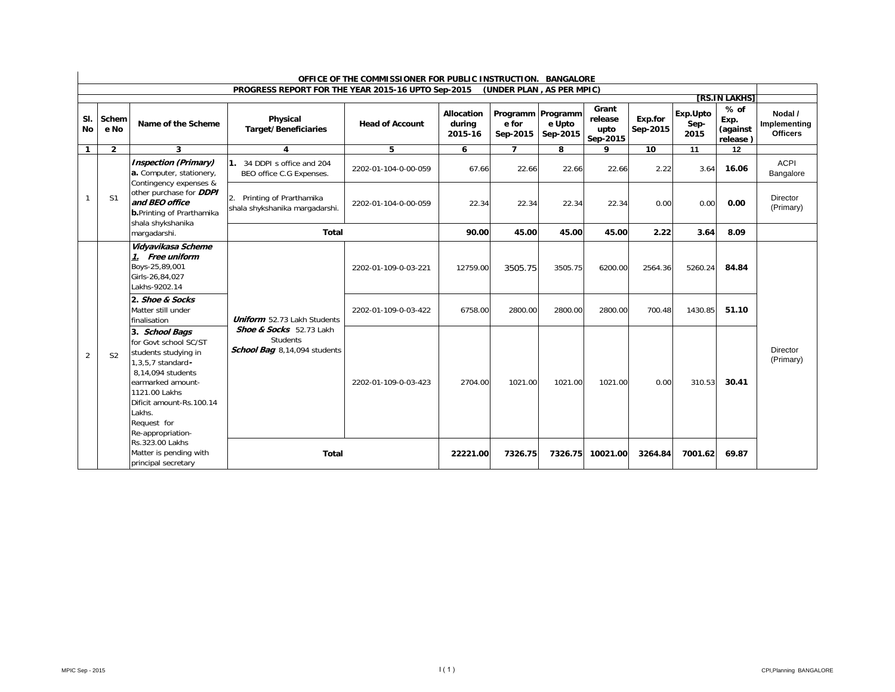## OFFICE OF THE COMMISSIONER FOR PUBLIC INSTRUCTION. BANGALORE

### PROGRESS REPORT FOR THE YEAR 2015-16 UPTO Sep-2015 (UNDER PLAN , AS PER MPIC)

**[RS.IN LAKHS]**

| Sl. No | Scheme No | Name of the Scheme | Physical Target/Beneficiaries | Head of Account | Allocation during 2015-16 | Programme for Sep-2015 | Programme Upto Sep-2015 | Grant release upto Sep-2015 | Exp.for Sep-2015 | Exp.Upto Sep-2015 | % of Exp. (against release ) | Nodal / Implementing Officers |
|---|---|---|---|---|---|---|---|---|---|---|---|---|
| 1 | 2 | 3 | 4 | 5 | 6 | 7 | 8 | 9 | 10 | 11 | 12 | |
| 1 | S1 | ***Inspection (Primary)*** **a.** Computer, stationery, Contingency expenses & other purchase for ***DDPI and BEO office*** **b.** Printing of Prarthamika shala shykshanika margadarshi. | **1.** 34 DDPI s office and 204 BEO office C.G Expenses. | 2202-01-104-0-00-059 | 67.66 | 22.66 | 22.66 | 22.66 | 2.22 | 3.64 | **16.06** | ACPI Bangalore |
| | | | 2. Printing of Prarthamika shala shykshanika margadarshi. | 2202-01-104-0-00-059 | 22.34 | 22.34 | 22.34 | 22.34 | 0.00 | 0.00 | **0.00** | Director (Primary) |
| | | | **Total** | | **90.00** | **45.00** | **45.00** | **45.00** | **2.22** | **3.64** | **8.09** | |
| 2 | S2 | ***Vidyavikasa Scheme*** ***1. Free uniform*** Boys-25,89,001 Girls-26,84,027 Lakhs-9202.14 | ***Uniform*** 52.73 Lakh Students ***Shoe & Socks*** 52.73 Lakh Students ***School Bag*** 8,14,094 students | 2202-01-109-0-03-221 | 12759.00 | 3505.75 | 3505.75 | 6200.00 | 2564.36 | 5260.24 | **84.84** | Director (Primary) |
| | | **2. *Shoe & Socks*** Matter still under finalisation | | 2202-01-109-0-03-422 | 6758.00 | 2800.00 | 2800.00 | 2800.00 | 700.48 | 1430.85 | **51.10** | |
| | | **3. *School Bags*** for Govt school SC/ST students studying in 1,3,5,7 standard- 8,14,094 students earmarked amount-1121.00 Lakhs Dificit amount-Rs.100.14 Lakhs. Request for Re-appropriation-Rs.323.00 Lakhs Matter is pending with principal secretary | | 2202-01-109-0-03-423 | 2704.00 | 1021.00 | 1021.00 | 1021.00 | 0.00 | 310.53 | **30.41** | |
| | | | **Total** | | **22221.00** | **7326.75** | **7326.75** | **10021.00** | **3264.84** | **7001.62** | **69.87** | |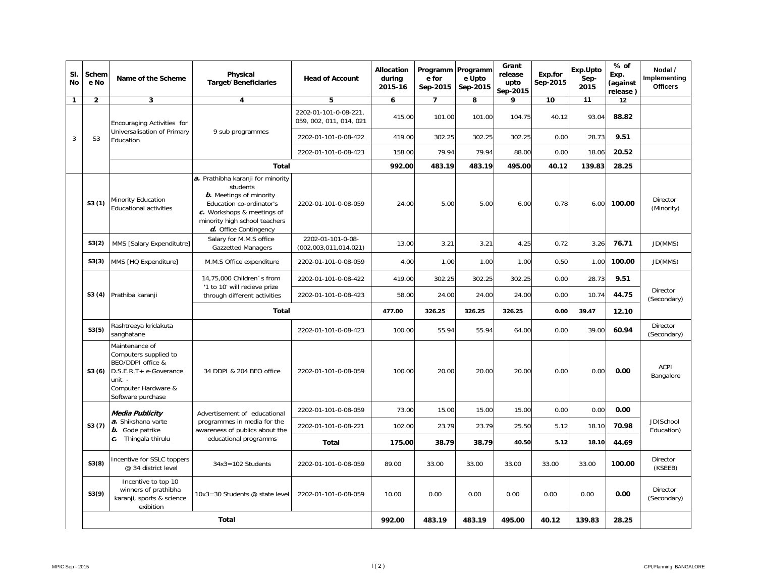| Sl. No | Scheme No | Name of the Scheme | Physical Target/Beneficiaries | Head of Account | Allocation during 2015-16 | Programme for Sep-2015 | Programme Upto Sep-2015 | Grant release upto Sep-2015 | Exp.for Sep-2015 | Exp.Upto Sep-2015 | % of Exp. (against release ) | Nodal / Implementing Officers |
|---|---|---|---|---|---|---|---|---|---|---|---|---|
| 1 | 2 | 3 | 4 | 5 | 6 | 7 | 8 | 9 | 10 | 11 | 12 | |
| 3 | S3 | Encouraging Activities for Universalisation of Primary Education | 9 sub programmes | 2202-01-101-0-08-221, 059, 002, 011, 014, 021 | 415.00 | 101.00 | 101.00 | 104.75 | 40.12 | 93.04 | **88.82** | |
| | | | | 2202-01-101-0-08-422 | 419.00 | 302.25 | 302.25 | 302.25 | 0.00 | 28.73 | **9.51** | |
| | | | | 2202-01-101-0-08-423 | 158.00 | 79.94 | 79.94 | 88.00 | 0.00 | 18.06 | **20.52** | |
| | | | **Total** | | **992.00** | **483.19** | **483.19** | **495.00** | **40.12** | **139.83** | **28.25** | |
| | S3 (1) | Minority Education Educational activities | ***a.*** Prathibha karanji for minority students ***b.*** Meetings of minority Education co-ordinator's ***c.*** Workshops & meetings of minority high school teachers ***d.*** Office Contingency | 2202-01-101-0-08-059 | 24.00 | 5.00 | 5.00 | 6.00 | 0.78 | 6.00 | **100.00** | Director (Minority) |
| | S3(2) | MMS [Salary Expenditutre] | Salary for M.M.S office Gazzetted Managers | 2202-01-101-0-08-(002,003,011,014,021) | 13.00 | 3.21 | 3.21 | 4.25 | 0.72 | 3.26 | **76.71** | JD(MMS) |
| | S3(3) | MMS [HQ Expenditure] | M.M.S Office expenditure | 2202-01-101-0-08-059 | 4.00 | 1.00 | 1.00 | 1.00 | 0.50 | 1.00 | **100.00** | JD(MMS) |
| | S3 (4) | Prathiba karanji | 14,75,000 Children`s from '1 to 10' will recieve prize through different activities | 2202-01-101-0-08-422 | 419.00 | 302.25 | 302.25 | 302.25 | 0.00 | 28.73 | **9.51** | Director (Secondary) |
| | | | | 2202-01-101-0-08-423 | 58.00 | 24.00 | 24.00 | 24.00 | 0.00 | 10.74 | **44.75** | |
| | | | **Total** | | **477.00** | **326.25** | **326.25** | **326.25** | **0.00** | **39.47** | **12.10** | |
| | S3(5) | Rashtreeya kridakuta sanghatane | | 2202-01-101-0-08-423 | 100.00 | 55.94 | 55.94 | 64.00 | 0.00 | 39.00 | **60.94** | Director (Secondary) |
| | S3 (6) | Maintenance of Computers supplied to BEO/DDPI office & D.S.E.R.T+ e-Goverance unit - Computer Hardware & Software purchase | 34 DDPI & 204 BEO office | 2202-01-101-0-08-059 | 100.00 | 20.00 | 20.00 | 20.00 | 0.00 | 0.00 | **0.00** | ACPI Bangalore |
| | S3 (7) | ***Media Publicity*** ***a.*** Shikshana varte ***b.*** Gode patrike ***c.*** Thingala thirulu | Advertisement of educational programmes in media for the awareness of publics about the educational programms | 2202-01-101-0-08-059 | 73.00 | 15.00 | 15.00 | 15.00 | 0.00 | 0.00 | **0.00** | JD(School Education) |
| | | | | 2202-01-101-0-08-221 | 102.00 | 23.79 | 23.79 | 25.50 | 5.12 | 18.10 | **70.98** | |
| | | | | **Total** | **175.00** | **38.79** | **38.79** | **40.50** | **5.12** | **18.10** | **44.69** | |
| | S3(8) | Incentive for SSLC toppers @ 34 district level | 34x3=102 Students | 2202-01-101-0-08-059 | 89.00 | 33.00 | 33.00 | 33.00 | 33.00 | 33.00 | **100.00** | Director (KSEEB) |
| | S3(9) | Incentive to top 10 winners of prathibha karanji, sports & science exibition | 10x3=30 Students @ state level | 2202-01-101-0-08-059 | 10.00 | 0.00 | 0.00 | 0.00 | 0.00 | 0.00 | **0.00** | Director (Secondary) |
| | | **Total** | | | **992.00** | **483.19** | **483.19** | **495.00** | **40.12** | **139.83** | **28.25** | |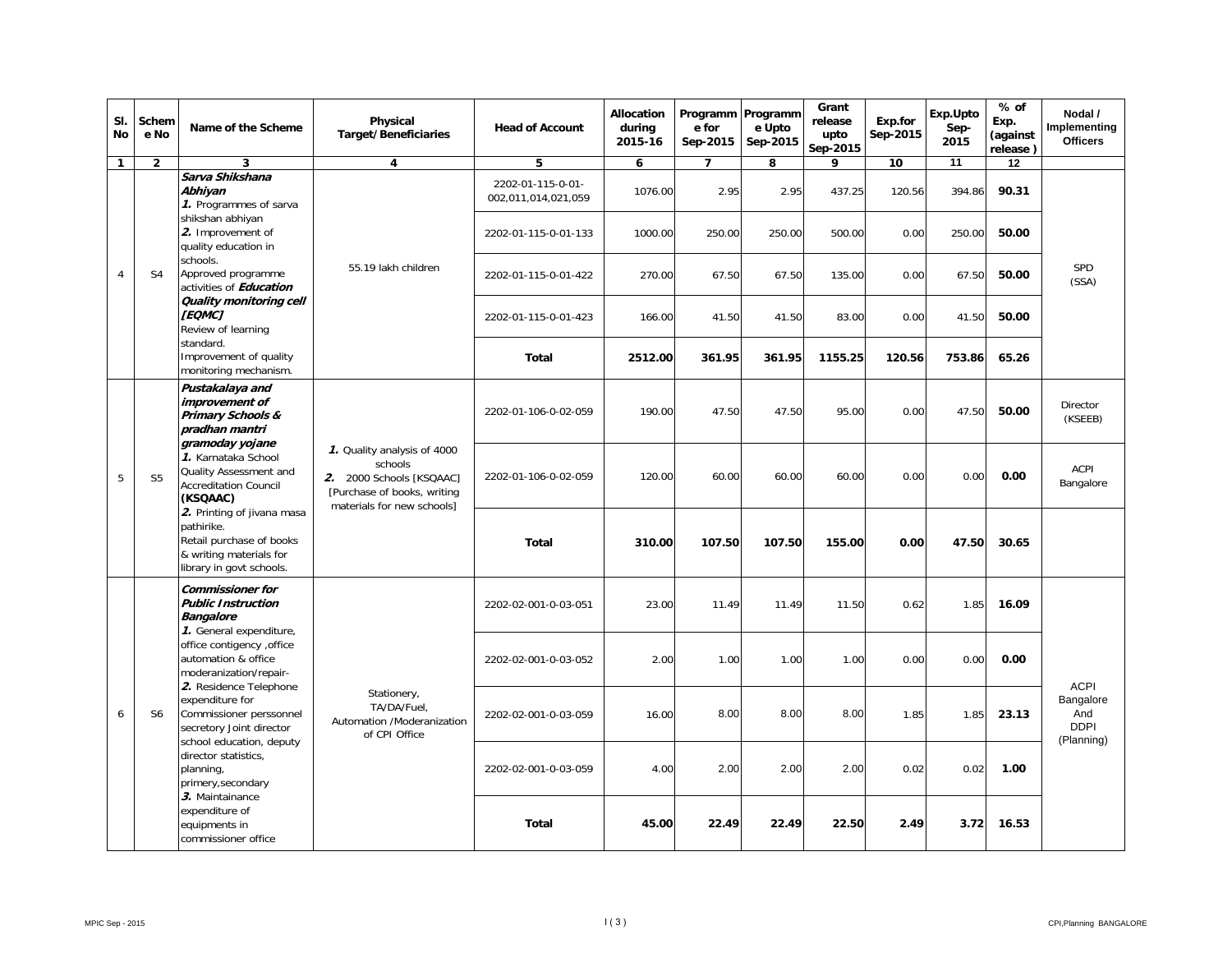| Sl. No | Scheme No | Name of the Scheme | Physical Target/ Beneficiaries | Head of Account | Allocation during 2015-16 | Programme for Sep-2015 | Programme Upto Sep-2015 | Grant release upto Sep-2015 | Exp.for Sep-2015 | Exp.Upto Sep-2015 | % of Exp. (against release ) | Nodal / Implementing Officers |
|---|---|---|---|---|---|---|---|---|---|---|---|---|
| 1 | 2 | 3 | 4 | 5 | 6 | 7 | 8 | 9 | 10 | 11 | 12 | |
| 4 | S4 | ***Sarva Shikshana Abhiyan*** *1.* Programmes of sarva shikshan abhiyan *2.* Improvement of quality education in schools. Approved programme activities of ***Education Quality monitoring cell [EQMC]*** Review of learning standard. Improvement of quality monitoring mechanism. | 55.19 lakh children | 2202-01-115-0-01-002,011,014,021,059 | 1076.00 | 2.95 | 2.95 | 437.25 | 120.56 | 394.86 | **90.31** | SPD (SSA) |
| | | | | 2202-01-115-0-01-133 | 1000.00 | 250.00 | 250.00 | 500.00 | 0.00 | 250.00 | **50.00** | |
| | | | | 2202-01-115-0-01-422 | 270.00 | 67.50 | 67.50 | 135.00 | 0.00 | 67.50 | **50.00** | |
| | | | | 2202-01-115-0-01-423 | 166.00 | 41.50 | 41.50 | 83.00 | 0.00 | 41.50 | **50.00** | |
| | | | | **Total** | **2512.00** | **361.95** | **361.95** | **1155.25** | **120.56** | **753.86** | **65.26** | |
| 5 | S5 | ***Pustakalaya and improvement of Primary Schools & pradhan mantri gramoday yojane*** *1.* Karnataka School Quality Assessment and Accreditation Council **(KSQAAC)** *2.* Printing of jivana masa pathirike. Retail purchase of books & writing materials for library in govt schools. | *1.* Quality analysis of 4000 schools *2.* 2000 Schools [KSQAAC] [Purchase of books, writing materials for new schools] | 2202-01-106-0-02-059 | 190.00 | 47.50 | 47.50 | 95.00 | 0.00 | 47.50 | **50.00** | Director (KSEEB) |
| | | | | 2202-01-106-0-02-059 | 120.00 | 60.00 | 60.00 | 60.00 | 0.00 | 0.00 | **0.00** | ACPI Bangalore |
| | | | | **Total** | **310.00** | **107.50** | **107.50** | **155.00** | **0.00** | **47.50** | **30.65** | |
| 6 | S6 | ***Commissioner for Public Instruction Bangalore*** *1.* General expenditure, office contigency ,office automation & office moderanization/repair- *2.* Residence Telephone expenditure for Commissioner perssonnel secretory Joint director school education, deputy director statistics, planning, primery,secondary *3.* Maintainance expenditure of equipments in commissioner office | Stationery, TA/DA/Fuel, Automation /Moderanization of CPI Office | 2202-02-001-0-03-051 | 23.00 | 11.49 | 11.49 | 11.50 | 0.62 | 1.85 | **16.09** | ACPI Bangalore And DDPI (Planning) |
| | | | | 2202-02-001-0-03-052 | 2.00 | 1.00 | 1.00 | 1.00 | 0.00 | 0.00 | **0.00** | |
| | | | | 2202-02-001-0-03-059 | 16.00 | 8.00 | 8.00 | 8.00 | 1.85 | 1.85 | **23.13** | |
| | | | | 2202-02-001-0-03-059 | 4.00 | 2.00 | 2.00 | 2.00 | 0.02 | 0.02 | **1.00** | |
| | | | | **Total** | **45.00** | **22.49** | **22.49** | **22.50** | **2.49** | **3.72** | **16.53** | |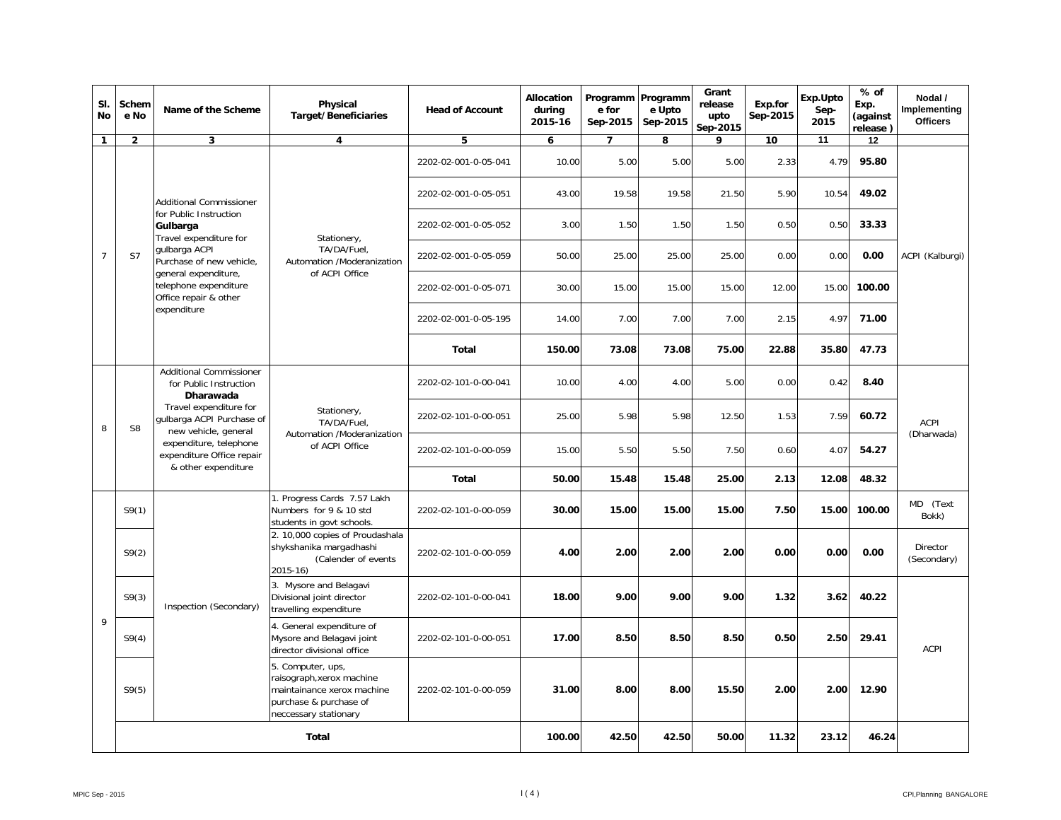| Sl. No | Scheme No | Name of the Scheme | Physical Target/Beneficiaries | Head of Account | Allocation during 2015-16 | Programme for Sep-2015 | Programme Upto Sep-2015 | Grant release upto Sep-2015 | Exp.for Sep-2015 | Exp.Upto Sep-2015 | % of Exp. (against release ) | Nodal / Implementing Officers |
|---|---|---|---|---|---|---|---|---|---|---|---|---|
| 1 | 2 | 3 | 4 | 5 | 6 | 7 | 8 | 9 | 10 | 11 | 12 | |
| 7 | S7 | Additional Commissioner for Public Instruction **Gulbarga** Travel expenditure for gulbarga ACPI Purchase of new vehicle, general expenditure, telephone expenditure Office repair & other expenditure | Stationery, TA/DA/Fuel, Automation /Moderanization of ACPI Office | 2202-02-001-0-05-041 | 10.00 | 5.00 | 5.00 | 5.00 | 2.33 | 4.79 | **95.80** | ACPI (Kalburgi) |
| | | | | 2202-02-001-0-05-051 | 43.00 | 19.58 | 19.58 | 21.50 | 5.90 | 10.54 | **49.02** | |
| | | | | 2202-02-001-0-05-052 | 3.00 | 1.50 | 1.50 | 1.50 | 0.50 | 0.50 | **33.33** | |
| | | | | 2202-02-001-0-05-059 | 50.00 | 25.00 | 25.00 | 25.00 | 0.00 | 0.00 | **0.00** | |
| | | | | 2202-02-001-0-05-071 | 30.00 | 15.00 | 15.00 | 15.00 | 12.00 | 15.00 | **100.00** | |
| | | | | 2202-02-001-0-05-195 | 14.00 | 7.00 | 7.00 | 7.00 | 2.15 | 4.97 | **71.00** | |
| | | | | **Total** | **150.00** | **73.08** | **73.08** | **75.00** | **22.88** | **35.80** | **47.73** | |
| 8 | S8 | Additional Commissioner for Public Instruction **Dharawada** Travel expenditure for gulbarga ACPI Purchase of new vehicle, general expenditure, telephone expenditure Office repair & other expenditure | Stationery, TA/DA/Fuel, Automation /Moderanization of ACPI Office | 2202-02-101-0-00-041 | 10.00 | 4.00 | 4.00 | 5.00 | 0.00 | 0.42 | **8.40** | ACPI (Dharwada) |
| | | | | 2202-02-101-0-00-051 | 25.00 | 5.98 | 5.98 | 12.50 | 1.53 | 7.59 | **60.72** | |
| | | | | 2202-02-101-0-00-059 | 15.00 | 5.50 | 5.50 | 7.50 | 0.60 | 4.07 | **54.27** | |
| | | | | **Total** | **50.00** | **15.48** | **15.48** | **25.00** | **2.13** | **12.08** | **48.32** | |
| 9 | S9(1) | Inspection (Secondary) | 1. Progress Cards 7.57 Lakh Numbers for 9 & 10 std students in govt schools. | 2202-02-101-0-00-059 | **30.00** | **15.00** | **15.00** | **15.00** | **7.50** | **15.00** | **100.00** | MD (Text Bokk) |
| | S9(2) | | 2. 10,000 copies of Proudashala shykshanika margadhashi (Calender of events 2015-16) | 2202-02-101-0-00-059 | **4.00** | **2.00** | **2.00** | **2.00** | **0.00** | **0.00** | **0.00** | Director (Secondary) |
| | S9(3) | | 3. Mysore and Belagavi Divisional joint director travelling expenditure | 2202-02-101-0-00-041 | **18.00** | **9.00** | **9.00** | **9.00** | **1.32** | **3.62** | **40.22** | ACPI |
| | S9(4) | | 4. General expenditure of Mysore and Belagavi joint director divisional office | 2202-02-101-0-00-051 | **17.00** | **8.50** | **8.50** | **8.50** | **0.50** | **2.50** | **29.41** | |
| | S9(5) | | 5. Computer, ups, raisograph,xerox machine maintainance xerox machine purchase & purchase of neccessary stationary | 2202-02-101-0-00-059 | **31.00** | **8.00** | **8.00** | **15.50** | **2.00** | **2.00** | **12.90** | |
| | **Total** | | | | **100.00** | **42.50** | **42.50** | **50.00** | **11.32** | **23.12** | **46.24** | |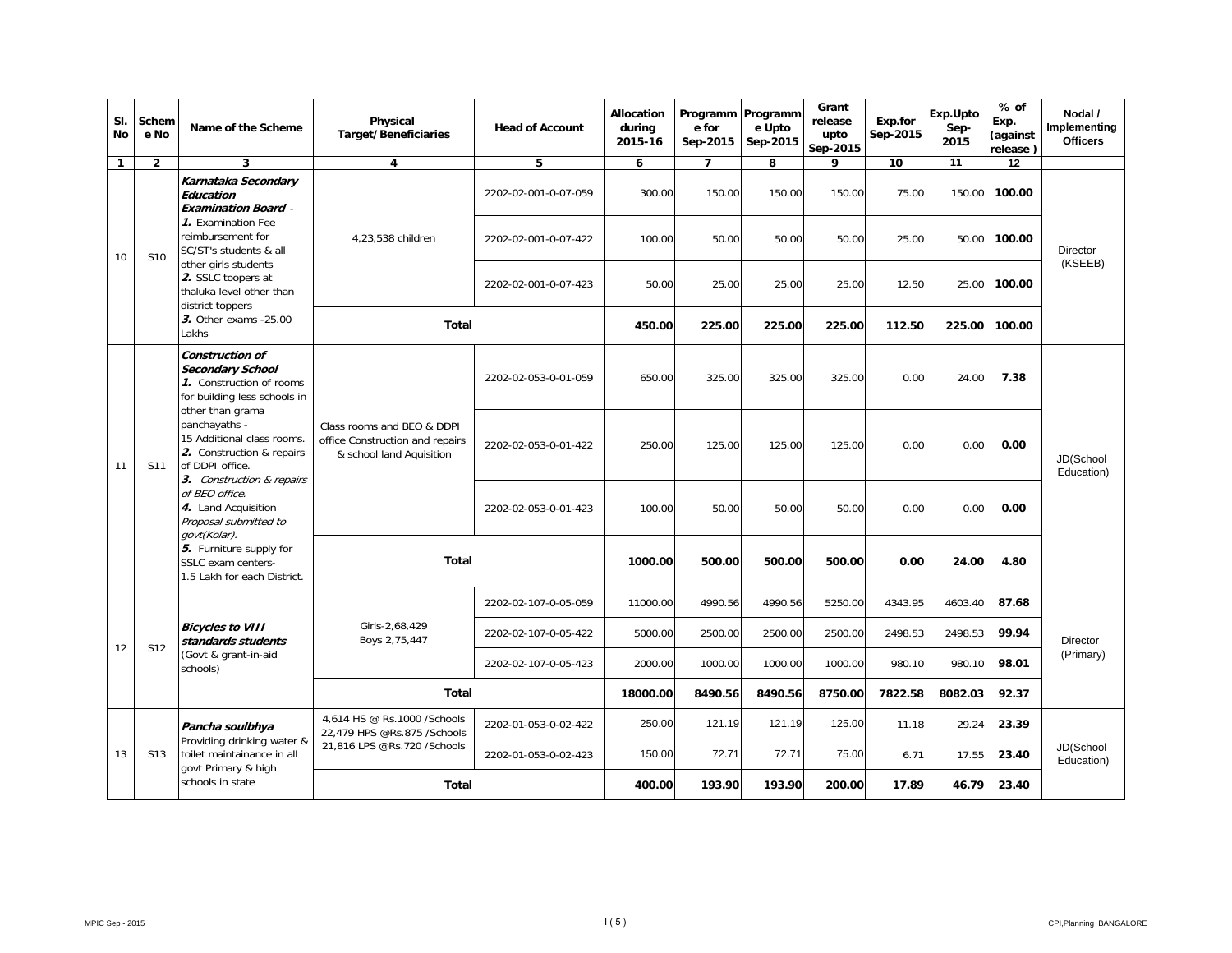| Sl. No | Scheme No | Name of the Scheme | Physical Target/Beneficiaries | Head of Account | Allocation during 2015-16 | Programme for Sep-2015 | Programme Upto Sep-2015 | Grant release upto Sep-2015 | Exp.for Sep-2015 | Exp.Upto Sep-2015 | % of Exp. (against release ) | Nodal / Implementing Officers |
|---|---|---|---|---|---|---|---|---|---|---|---|---|
| 1 | 2 | 3 | 4 | 5 | 6 | 7 | 8 | 9 | 10 | 11 | 12 | |
| 10 | S10 | ***Karnataka Secondary Education Examination Board*** - ***1.*** Examination Fee reimbursement for SC/ST's students & all other girls students ***2.*** SSLC toopers at thaluka level other than district toppers ***3.*** Other exams -25.00 Lakhs | 4,23,538 children | 2202-02-001-0-07-059 | 300.00 | 150.00 | 150.00 | 150.00 | 75.00 | 150.00 | **100.00** | Director (KSEEB) |
| | | | | 2202-02-001-0-07-422 | 100.00 | 50.00 | 50.00 | 50.00 | 25.00 | 50.00 | **100.00** | |
| | | | | 2202-02-001-0-07-423 | 50.00 | 25.00 | 25.00 | 25.00 | 12.50 | 25.00 | **100.00** | |
| | | | **Total** | | **450.00** | **225.00** | **225.00** | **225.00** | **112.50** | **225.00** | **100.00** | |
| 11 | S11 | ***Construction of Secondary School*** ***1.*** Construction of rooms for building less schools in other than grama panchayaths - 15 Additional class rooms. ***2.*** Construction & repairs of DDPI office. ***3.*** *Construction & repairs of BEO office.* ***4.*** Land Acquisition *Proposal submitted to govt(Kolar).* ***5.*** Furniture supply for SSLC exam centers- 1.5 Lakh for each District. | Class rooms and BEO & DDPI office Construction and repairs & school land Aquisition | 2202-02-053-0-01-059 | 650.00 | 325.00 | 325.00 | 325.00 | 0.00 | 24.00 | **7.38** | JD(School Education) |
| | | | | 2202-02-053-0-01-422 | 250.00 | 125.00 | 125.00 | 125.00 | 0.00 | 0.00 | **0.00** | |
| | | | | 2202-02-053-0-01-423 | 100.00 | 50.00 | 50.00 | 50.00 | 0.00 | 0.00 | **0.00** | |
| | | | **Total** | | **1000.00** | **500.00** | **500.00** | **500.00** | **0.00** | **24.00** | **4.80** | |
| 12 | S12 | ***Bicycles to VIII standards students*** (Govt & grant-in-aid schools) | Girls-2,68,429 Boys 2,75,447 | 2202-02-107-0-05-059 | 11000.00 | 4990.56 | 4990.56 | 5250.00 | 4343.95 | 4603.40 | **87.68** | Director (Primary) |
| | | | | 2202-02-107-0-05-422 | 5000.00 | 2500.00 | 2500.00 | 2500.00 | 2498.53 | 2498.53 | **99.94** | |
| | | | | 2202-02-107-0-05-423 | 2000.00 | 1000.00 | 1000.00 | 1000.00 | 980.10 | 980.10 | **98.01** | |
| | | | **Total** | | **18000.00** | **8490.56** | **8490.56** | **8750.00** | **7822.58** | **8082.03** | **92.37** | |
| 13 | S13 | ***Pancha soulbhya*** Providing drinking water & toilet maintainance in all govt Primary & high schools in state | 4,614 HS @ Rs.1000 /Schools 22,479 HPS @Rs.875 /Schools 21,816 LPS @Rs.720 /Schools | 2202-01-053-0-02-422 | 250.00 | 121.19 | 121.19 | 125.00 | 11.18 | 29.24 | **23.39** | JD(School Education) |
| | | | | 2202-01-053-0-02-423 | 150.00 | 72.71 | 72.71 | 75.00 | 6.71 | 17.55 | **23.40** | |
| | | | **Total** | | **400.00** | **193.90** | **193.90** | **200.00** | **17.89** | **46.79** | **23.40** | |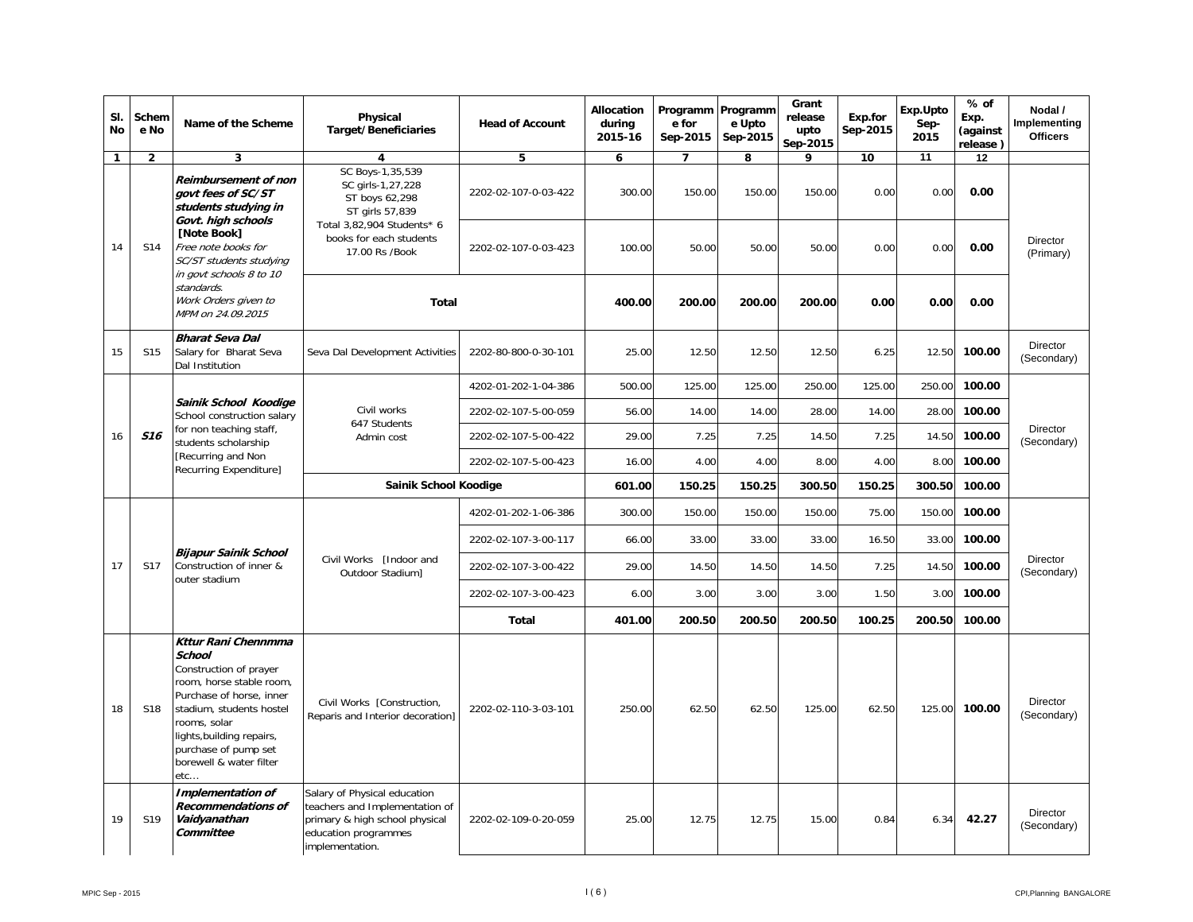| Sl. No | Scheme No | Name of the Scheme | Physical Target/Beneficiaries | Head of Account | Allocation during 2015-16 | Programme for Sep-2015 | Programme Upto Sep-2015 | Grant release upto Sep-2015 | Exp.for Sep-2015 | Exp.Upto Sep-2015 | % of Exp. (against release ) | Nodal / Implementing Officers |
|---|---|---|---|---|---|---|---|---|---|---|---|---|
| 1 | 2 | 3 | 4 | 5 | 6 | 7 | 8 | 9 | 10 | 11 | 12 | |
| 14 | S14 | ***Reimbursement of non govt fees of SC/ST students studying in Govt. high schools* [Note Book]** *Free note books for SC/ST students studying in govt schools 8 to 10 standards. Work Orders given to MPM on 24.09.2015* | SC Boys-1,35,539 SC girls-1,27,228 ST boys 62,298 ST girls 57,839 Total 3,82,904 Students* 6 books for each students 17.00 Rs /Book | 2202-02-107-0-03-422 | 300.00 | 150.00 | 150.00 | 150.00 | 0.00 | 0.00 | **0.00** | Director (Primary) |
| | | | | 2202-02-107-0-03-423 | 100.00 | 50.00 | 50.00 | 50.00 | 0.00 | 0.00 | **0.00** | |
| | | | **Total** | | **400.00** | **200.00** | **200.00** | **200.00** | **0.00** | **0.00** | **0.00** | |
| 15 | S15 | ***Bharat Seva Dal*** Salary for Bharat Seva Dal Institution | Seva Dal Development Activities | 2202-80-800-0-30-101 | 25.00 | 12.50 | 12.50 | 12.50 | 6.25 | 12.50 | **100.00** | Director (Secondary) |
| 16 | ***S16*** | ***Sainik School Koodige*** School construction salary for non teaching staff, students scholarship [Recurring and Non Recurring Expenditure] | Civil works 647 Students Admin cost | 4202-01-202-1-04-386 | 500.00 | 125.00 | 125.00 | 250.00 | 125.00 | 250.00 | **100.00** | Director (Secondary) |
| | | | | 2202-02-107-5-00-059 | 56.00 | 14.00 | 14.00 | 28.00 | 14.00 | 28.00 | **100.00** | |
| | | | | 2202-02-107-5-00-422 | 29.00 | 7.25 | 7.25 | 14.50 | 7.25 | 14.50 | **100.00** | |
| | | | | 2202-02-107-5-00-423 | 16.00 | 4.00 | 4.00 | 8.00 | 4.00 | 8.00 | **100.00** | |
| | | | **Sainik School Koodige** | | **601.00** | **150.25** | **150.25** | **300.50** | **150.25** | **300.50** | **100.00** | |
| 17 | S17 | ***Bijapur Sainik School*** Construction of inner & outer stadium | Civil Works [Indoor and Outdoor Stadium] | 4202-01-202-1-06-386 | 300.00 | 150.00 | 150.00 | 150.00 | 75.00 | 150.00 | **100.00** | Director (Secondary) |
| | | | | 2202-02-107-3-00-117 | 66.00 | 33.00 | 33.00 | 33.00 | 16.50 | 33.00 | **100.00** | |
| | | | | 2202-02-107-3-00-422 | 29.00 | 14.50 | 14.50 | 14.50 | 7.25 | 14.50 | **100.00** | |
| | | | | 2202-02-107-3-00-423 | 6.00 | 3.00 | 3.00 | 3.00 | 1.50 | 3.00 | **100.00** | |
| | | | | **Total** | **401.00** | **200.50** | **200.50** | **200.50** | **100.25** | **200.50** | **100.00** | |
| 18 | S18 | ***Kttur Rani Chennmma School*** Construction of prayer room, horse stable room, Purchase of horse, inner stadium, students hostel rooms, solar lights,building repairs, purchase of pump set borewell & water filter etc… | Civil Works [Construction, Reparis and Interior decoration] | 2202-02-110-3-03-101 | 250.00 | 62.50 | 62.50 | 125.00 | 62.50 | 125.00 | **100.00** | Director (Secondary) |
| 19 | S19 | ***Implementation of Recommendations of Vaidyanathan Committee*** | Salary of Physical education teachers and Implementation of primary & high school physical education programmes implementation. | 2202-02-109-0-20-059 | 25.00 | 12.75 | 12.75 | 15.00 | 0.84 | 6.34 | **42.27** | Director (Secondary) |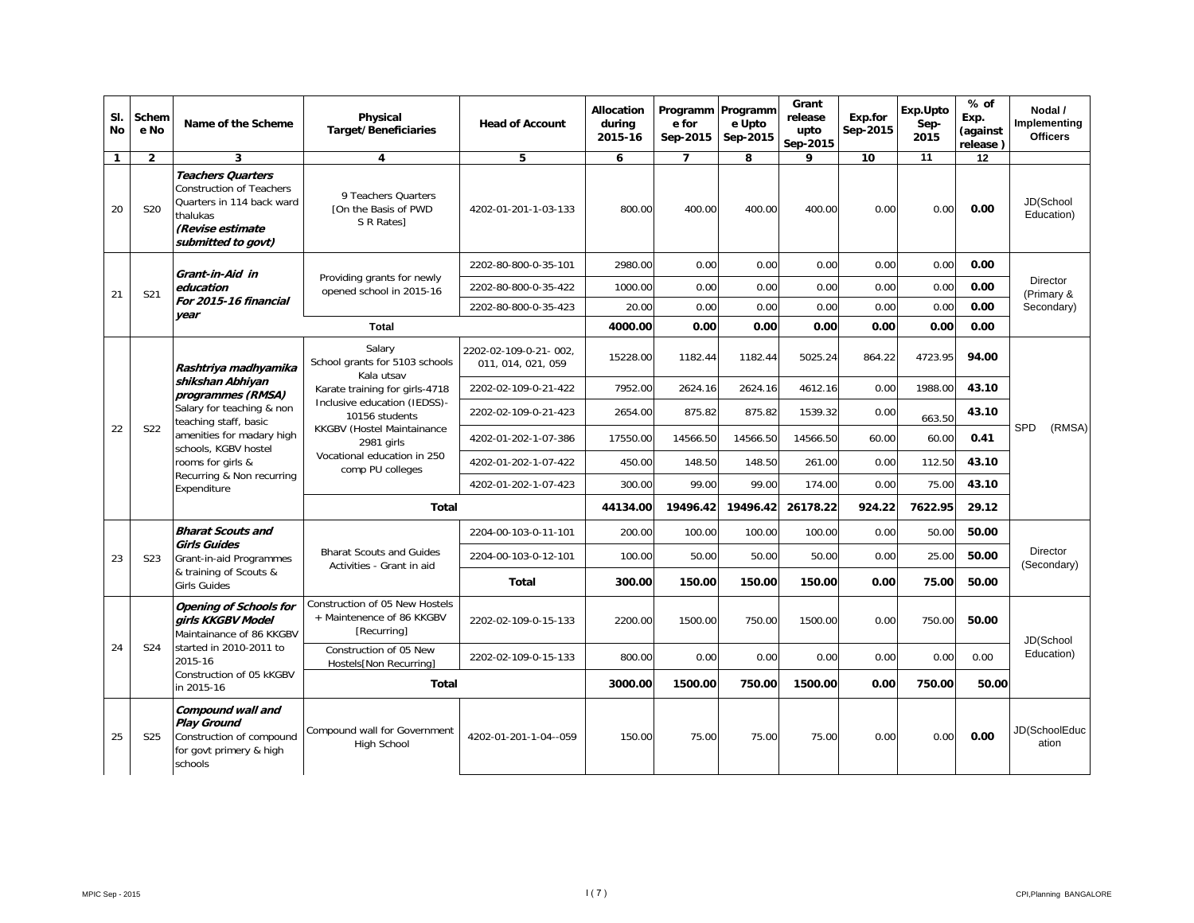| Sl. No | Scheme No | Name of the Scheme | Physical Target/Beneficiaries | Head of Account | Allocation during 2015-16 | Programme for Sep-2015 | Programme Upto Sep-2015 | Grant release upto Sep-2015 | Exp.for Sep-2015 | Exp.Upto Sep-2015 | % of Exp. (against release ) | Nodal / Implementing Officers |
|---|---|---|---|---|---|---|---|---|---|---|---|---|
| 1 | 2 | 3 | 4 | 5 | 6 | 7 | 8 | 9 | 10 | 11 | 12 | |
| 20 | S20 | ***Teachers Quarters*** Construction of Teachers Quarters in 114 back ward thalukas ***(Revise estimate submitted to govt)*** | 9 Teachers Quarters [On the Basis of PWD S R Rates] | 4202-01-201-1-03-133 | 800.00 | 400.00 | 400.00 | 400.00 | 0.00 | 0.00 | **0.00** | JD(School Education) |
| 21 | S21 | ***Grant-in-Aid in education For 2015-16 financial year*** | Providing grants for newly opened school in 2015-16 | 2202-80-800-0-35-101 | 2980.00 | 0.00 | 0.00 | 0.00 | 0.00 | 0.00 | **0.00** | Director (Primary & Secondary) |
| | | | | 2202-80-800-0-35-422 | 1000.00 | 0.00 | 0.00 | 0.00 | 0.00 | 0.00 | **0.00** | |
| | | | | 2202-80-800-0-35-423 | 20.00 | 0.00 | 0.00 | 0.00 | 0.00 | 0.00 | **0.00** | |
| | | | **Total** | | **4000.00** | **0.00** | **0.00** | **0.00** | **0.00** | **0.00** | **0.00** | |
| 22 | S22 | ***Rashtriya madhyamika shikshan Abhiyan programmes (RMSA)*** Salary for teaching & non teaching staff, basic amenities for madary high schools, KGBV hostel rooms for girls & Recurring & Non recurring Expenditure | Salary School grants for 5103 schools Kala utsav Karate training for girls-4718 Inclusive education (IEDSS)-10156 students KKGBV (Hostel Maintainance 2981 girls Vocational education in 250 comp PU colleges | 2202-02-109-0-21- 002, 011, 014, 021, 059 | 15228.00 | 1182.44 | 1182.44 | 5025.24 | 864.22 | 4723.95 | **94.00** | SPD (RMSA) |
| | | | | 2202-02-109-0-21-422 | 7952.00 | 2624.16 | 2624.16 | 4612.16 | 0.00 | 1988.00 | **43.10** | |
| | | | | 2202-02-109-0-21-423 | 2654.00 | 875.82 | 875.82 | 1539.32 | 0.00 | 663.50 | **43.10** | |
| | | | | 4202-01-202-1-07-386 | 17550.00 | 14566.50 | 14566.50 | 14566.50 | 60.00 | 60.00 | **0.41** | |
| | | | | 4202-01-202-1-07-422 | 450.00 | 148.50 | 148.50 | 261.00 | 0.00 | 112.50 | **43.10** | |
| | | | | 4202-01-202-1-07-423 | 300.00 | 99.00 | 99.00 | 174.00 | 0.00 | 75.00 | **43.10** | |
| | | | **Total** | | **44134.00** | **19496.42** | **19496.42** | **26178.22** | **924.22** | **7622.95** | **29.12** | |
| 23 | S23 | ***Bharat Scouts and Girls Guides*** Grant-in-aid Programmes & training of Scouts & Girls Guides | Bharat Scouts and Guides Activities - Grant in aid | 2204-00-103-0-11-101 | 200.00 | 100.00 | 100.00 | 100.00 | 0.00 | 50.00 | **50.00** | Director (Secondary) |
| | | | | 2204-00-103-0-12-101 | 100.00 | 50.00 | 50.00 | 50.00 | 0.00 | 25.00 | **50.00** | |
| | | | | **Total** | **300.00** | **150.00** | **150.00** | **150.00** | **0.00** | **75.00** | **50.00** | |
| 24 | S24 | ***Opening of Schools for girls KKGBV Model*** Maintainance of 86 KKGBV started in 2010-2011 to 2015-16 Construction of 05 kKGBV in 2015-16 | Construction of 05 New Hostels + Maintenence of 86 KKGBV [Recurring] | 2202-02-109-0-15-133 | 2200.00 | 1500.00 | 750.00 | 1500.00 | 0.00 | 750.00 | **50.00** | JD(School Education) |
| | | | Construction of 05 New Hostels[Non Recurring] | 2202-02-109-0-15-133 | 800.00 | 0.00 | 0.00 | 0.00 | 0.00 | 0.00 | 0.00 | |
| | | | **Total** | | **3000.00** | **1500.00** | **750.00** | **1500.00** | **0.00** | **750.00** | **50.00** | |
| 25 | S25 | ***Compound wall and Play Ground*** Construction of compound for govt primery & high schools | Compound wall for Government High School | 4202-01-201-1-04--059 | 150.00 | 75.00 | 75.00 | 75.00 | 0.00 | 0.00 | **0.00** | JD(SchoolEducation |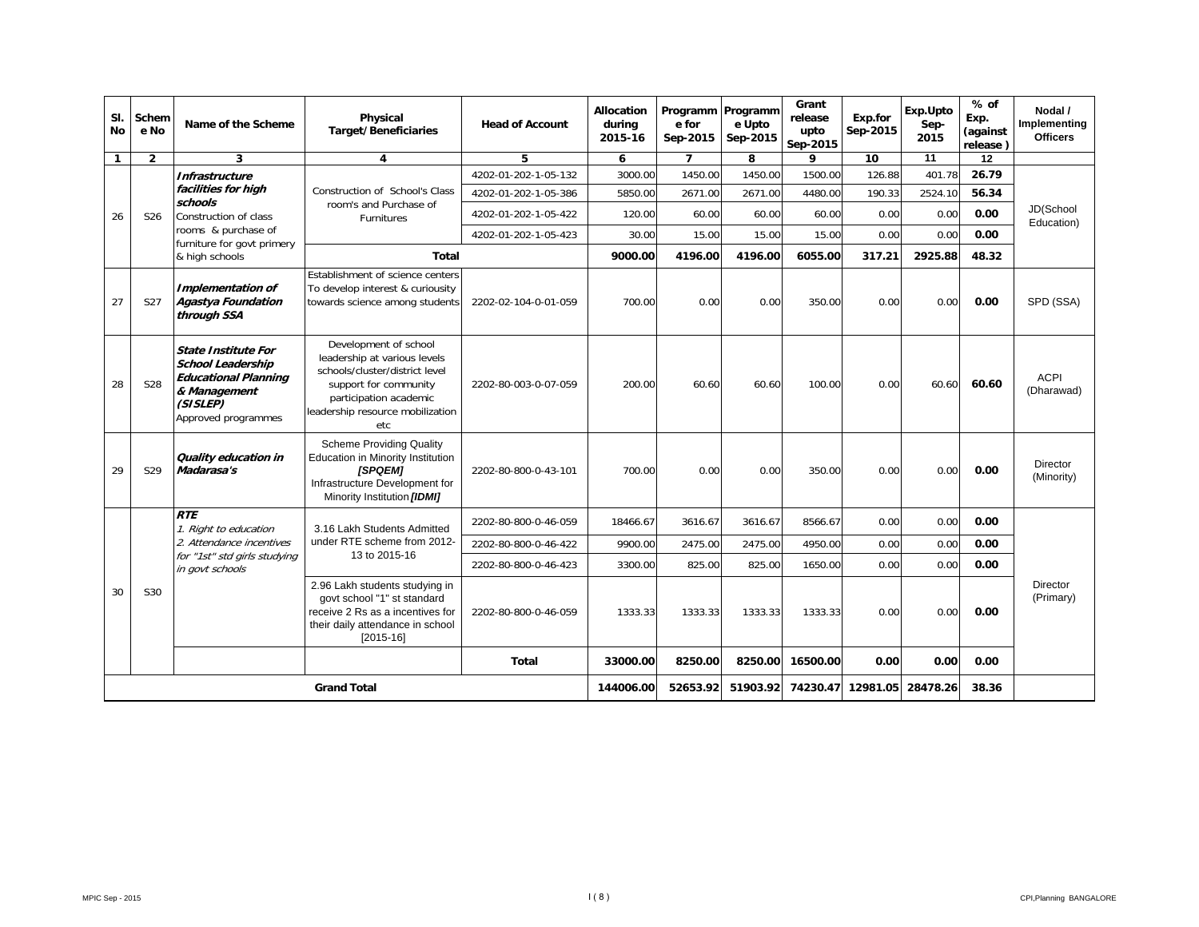| Sl. No | Scheme No | Name of the Scheme | Physical Target/Beneficiaries | Head of Account | Allocation during 2015-16 | Programme for Sep-2015 | Programme Upto Sep-2015 | Grant release upto Sep-2015 | Exp.for Sep-2015 | Exp.Upto Sep-2015 | % of Exp. (against release ) | Nodal / Implementing Officers |
|---|---|---|---|---|---|---|---|---|---|---|---|---|
| 1 | 2 | 3 | 4 | 5 | 6 | 7 | 8 | 9 | 10 | 11 | 12 | |
| 26 | S26 | ***Infrastructure facilities for high schools*** Construction of class rooms & purchase of furniture for govt primery & high schools | Construction of School's Class room's and Purchase of Furnitures | 4202-01-202-1-05-132 | 3000.00 | 1450.00 | 1450.00 | 1500.00 | 126.88 | 401.78 | **26.79** | JD(School Education) |
| | | | | 4202-01-202-1-05-386 | 5850.00 | 2671.00 | 2671.00 | 4480.00 | 190.33 | 2524.10 | **56.34** | |
| | | | | 4202-01-202-1-05-422 | 120.00 | 60.00 | 60.00 | 60.00 | 0.00 | 0.00 | **0.00** | |
| | | | | 4202-01-202-1-05-423 | 30.00 | 15.00 | 15.00 | 15.00 | 0.00 | 0.00 | **0.00** | |
| | | | **Total** | | **9000.00** | **4196.00** | **4196.00** | **6055.00** | **317.21** | **2925.88** | **48.32** | |
| 27 | S27 | ***Implementation of Agastya Foundation through SSA*** | Establishment of science centers To develop interest & curiousity towards science among students | 2202-02-104-0-01-059 | 700.00 | 0.00 | 0.00 | 350.00 | 0.00 | 0.00 | **0.00** | SPD (SSA) |
| 28 | S28 | ***State Institute For School Leadership Educational Planning & Management (SISLEP)*** Approved programmes | Development of school leadership at various levels schools/cluster/district level support for community participation academic leadership resource mobilization etc | 2202-80-003-0-07-059 | 200.00 | 60.60 | 60.60 | 100.00 | 0.00 | 60.60 | **60.60** | ACPI (Dharawad) |
| 29 | S29 | ***Quality education in Madarasa's*** | Scheme Providing Quality Education in Minority Institution ***[SPQEM]*** Infrastructure Development for Minority Institution ***[IDMI]*** | 2202-80-800-0-43-101 | 700.00 | 0.00 | 0.00 | 350.00 | 0.00 | 0.00 | **0.00** | Director (Minority) |
| 30 | S30 | ***RTE*** *1. Right to education 2. Attendance incentives for "1st" std girls studying in govt schools* | 3.16 Lakh Students Admitted under RTE scheme from 2012-13 to 2015-16 | 2202-80-800-0-46-059 | 18466.67 | 3616.67 | 3616.67 | 8566.67 | 0.00 | 0.00 | **0.00** | Director (Primary) |
| | | | | 2202-80-800-0-46-422 | 9900.00 | 2475.00 | 2475.00 | 4950.00 | 0.00 | 0.00 | **0.00** | |
| | | | | 2202-80-800-0-46-423 | 3300.00 | 825.00 | 825.00 | 1650.00 | 0.00 | 0.00 | **0.00** | |
| | | | 2.96 Lakh students studying in govt school "1" st standard receive 2 Rs as a incentives for their daily attendance in school [2015-16] | 2202-80-800-0-46-059 | 1333.33 | 1333.33 | 1333.33 | 1333.33 | 0.00 | 0.00 | **0.00** | |
| | | | | **Total** | **33000.00** | **8250.00** | **8250.00** | **16500.00** | **0.00** | **0.00** | **0.00** | |
| | | **Grand Total** | | | **144006.00** | **52653.92** | **51903.92** | **74230.47** | **12981.05** | **28478.26** | **38.36** | |